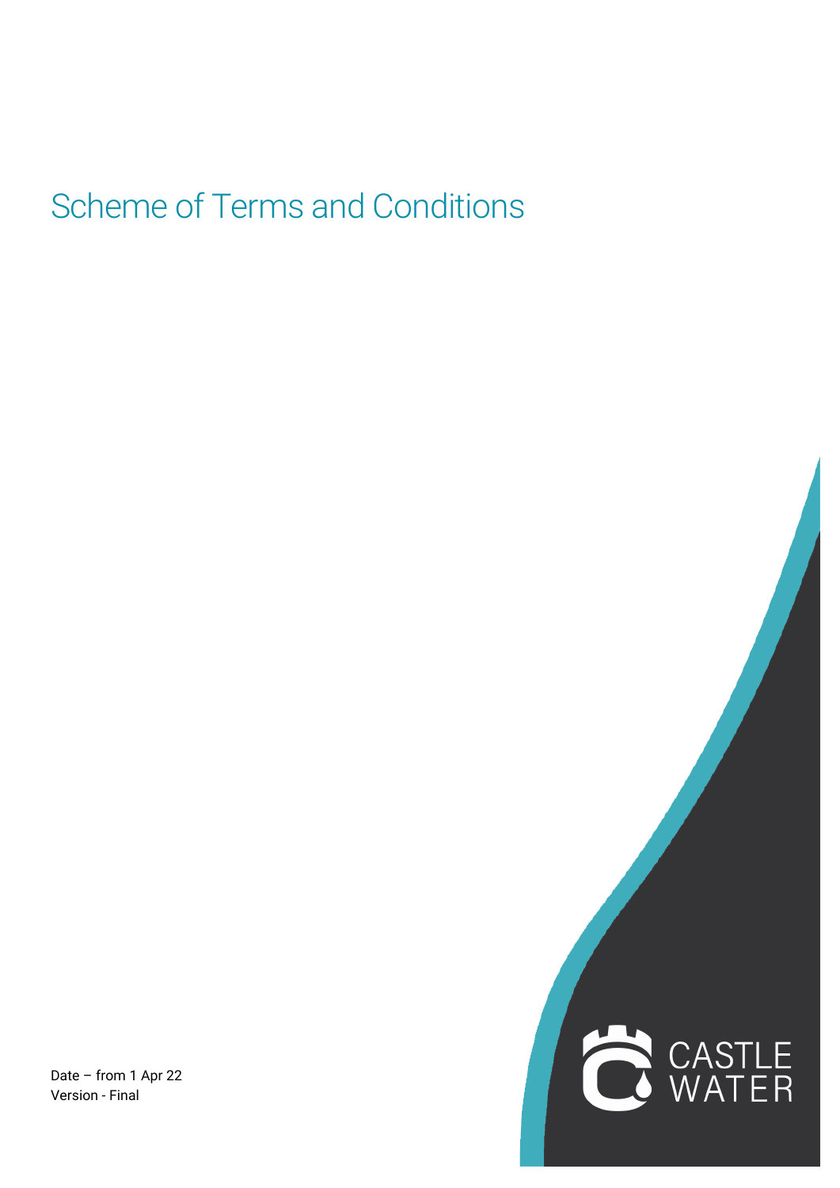# Scheme of Terms and Conditions

Date – from 1 Apr 22
Version - Final

CASTLE WATER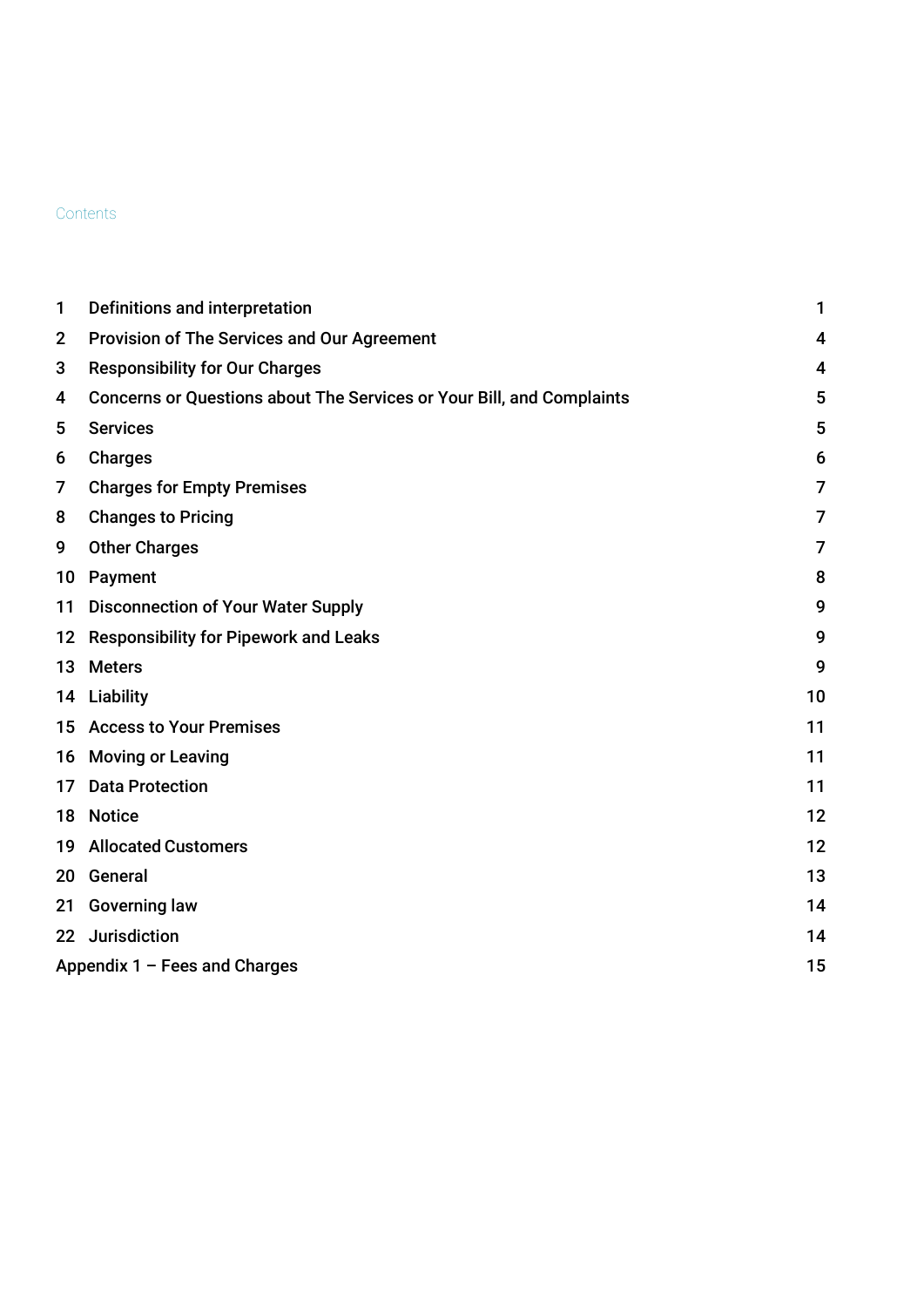Contents

| | | |
|---|---|---|
| 1 | Definitions and interpretation | 1 |
| 2 | Provision of The Services and Our Agreement | 4 |
| 3 | Responsibility for Our Charges | 4 |
| 4 | Concerns or Questions about The Services or Your Bill, and Complaints | 5 |
| 5 | Services | 5 |
| 6 | Charges | 6 |
| 7 | Charges for Empty Premises | 7 |
| 8 | Changes to Pricing | 7 |
| 9 | Other Charges | 7 |
| 10 | Payment | 8 |
| 11 | Disconnection of Your Water Supply | 9 |
| 12 | Responsibility for Pipework and Leaks | 9 |
| 13 | Meters | 9 |
| 14 | Liability | 10 |
| 15 | Access to Your Premises | 11 |
| 16 | Moving or Leaving | 11 |
| 17 | Data Protection | 11 |
| 18 | Notice | 12 |
| 19 | Allocated Customers | 12 |
| 20 | General | 13 |
| 21 | Governing law | 14 |
| 22 | Jurisdiction | 14 |
| Appendix 1 – Fees and Charges | | 15 |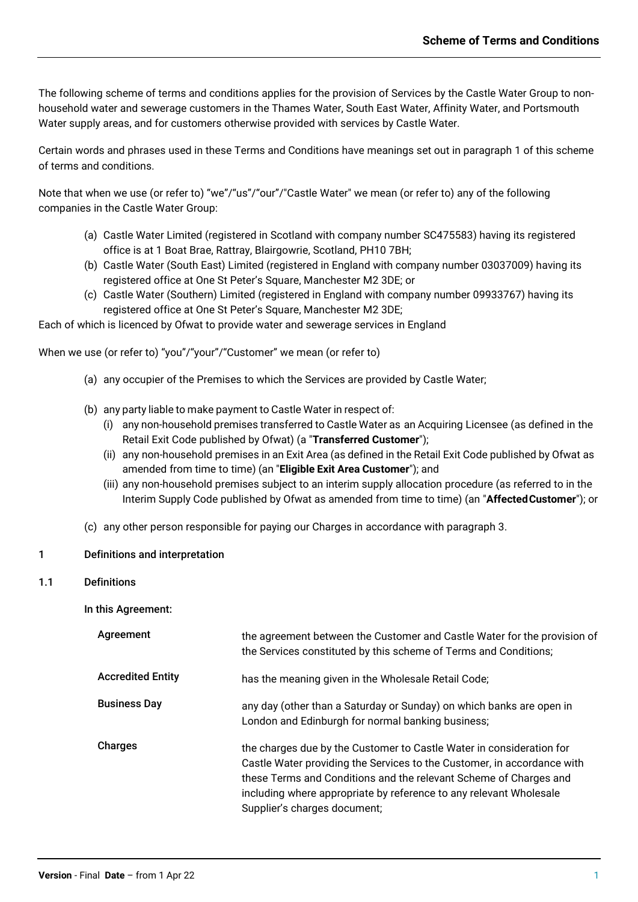The following scheme of terms and conditions applies for the provision of Services by the Castle Water Group to non-household water and sewerage customers in the Thames Water, South East Water, Affinity Water, and Portsmouth Water supply areas, and for customers otherwise provided with services by Castle Water.

Certain words and phrases used in these Terms and Conditions have meanings set out in paragraph 1 of this scheme of terms and conditions.

Note that when we use (or refer to) "we"/"us"/"our"/"Castle Water" we mean (or refer to) any of the following companies in the Castle Water Group:

(a) Castle Water Limited (registered in Scotland with company number SC475583) having its registered office is at 1 Boat Brae, Rattray, Blairgowrie, Scotland, PH10 7BH;
(b) Castle Water (South East) Limited (registered in England with company number 03037009) having its registered office at One St Peter's Square, Manchester M2 3DE; or
(c) Castle Water (Southern) Limited (registered in England with company number 09933767) having its registered office at One St Peter's Square, Manchester M2 3DE;

Each of which is licenced by Ofwat to provide water and sewerage services in England

When we use (or refer to) "you"/"your"/"Customer" we mean (or refer to)

(a) any occupier of the Premises to which the Services are provided by Castle Water;

(b) any party liable to make payment to Castle Water in respect of:
   (i) any non-household premises transferred to Castle Water as an Acquiring Licensee (as defined in the Retail Exit Code published by Ofwat) (a "**Transferred Customer**");
   (ii) any non-household premises in an Exit Area (as defined in the Retail Exit Code published by Ofwat as amended from time to time) (an "**Eligible Exit Area Customer**"); and
   (iii) any non-household premises subject to an interim supply allocation procedure (as referred to in the Interim Supply Code published by Ofwat as amended from time to time) (an "**Affected Customer**"); or

(c) any other person responsible for paying our Charges in accordance with paragraph 3.

## 1 Definitions and interpretation

### 1.1 Definitions

In this Agreement:

| | |
|---|---|
| **Agreement** | the agreement between the Customer and Castle Water for the provision of the Services constituted by this scheme of Terms and Conditions; |
| **Accredited Entity** | has the meaning given in the Wholesale Retail Code; |
| **Business Day** | any day (other than a Saturday or Sunday) on which banks are open in London and Edinburgh for normal banking business; |
| **Charges** | the charges due by the Customer to Castle Water in consideration for Castle Water providing the Services to the Customer, in accordance with these Terms and Conditions and the relevant Scheme of Charges and including where appropriate by reference to any relevant Wholesale Supplier's charges document; |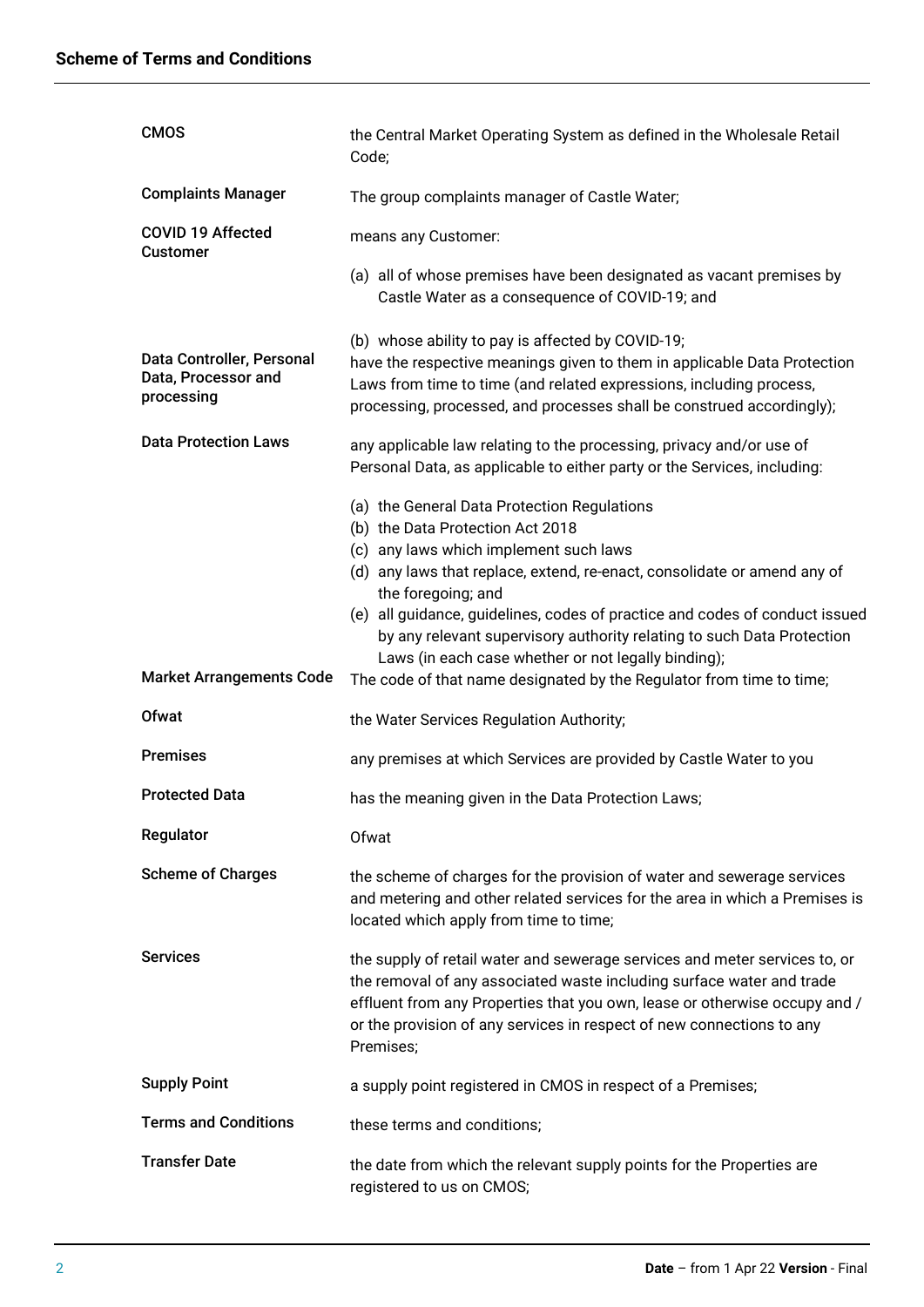| | |
|---|---|
| **CMOS** | the Central Market Operating System as defined in the Wholesale Retail Code; |
| **Complaints Manager** | The group complaints manager of Castle Water; |
| **COVID 19 Affected Customer** | means any Customer:<br>(a) all of whose premises have been designated as vacant premises by Castle Water as a consequence of COVID-19; and<br>(b) whose ability to pay is affected by COVID-19; |
| **Data Controller, Personal Data, Processor and processing** | have the respective meanings given to them in applicable Data Protection Laws from time to time (and related expressions, including process, processing, processed, and processes shall be construed accordingly); |
| **Data Protection Laws** | any applicable law relating to the processing, privacy and/or use of Personal Data, as applicable to either party or the Services, including:<br>(a) the General Data Protection Regulations<br>(b) the Data Protection Act 2018<br>(c) any laws which implement such laws<br>(d) any laws that replace, extend, re-enact, consolidate or amend any of the foregoing; and<br>(e) all guidance, guidelines, codes of practice and codes of conduct issued by any relevant supervisory authority relating to such Data Protection Laws (in each case whether or not legally binding); |
| **Market Arrangements Code** | The code of that name designated by the Regulator from time to time; |
| **Ofwat** | the Water Services Regulation Authority; |
| **Premises** | any premises at which Services are provided by Castle Water to you |
| **Protected Data** | has the meaning given in the Data Protection Laws; |
| **Regulator** | Ofwat |
| **Scheme of Charges** | the scheme of charges for the provision of water and sewerage services and metering and other related services for the area in which a Premises is located which apply from time to time; |
| **Services** | the supply of retail water and sewerage services and meter services to, or the removal of any associated waste including surface water and trade effluent from any Properties that you own, lease or otherwise occupy and / or the provision of any services in respect of new connections to any Premises; |
| **Supply Point** | a supply point registered in CMOS in respect of a Premises; |
| **Terms and Conditions** | these terms and conditions; |
| **Transfer Date** | the date from which the relevant supply points for the Properties are registered to us on CMOS; |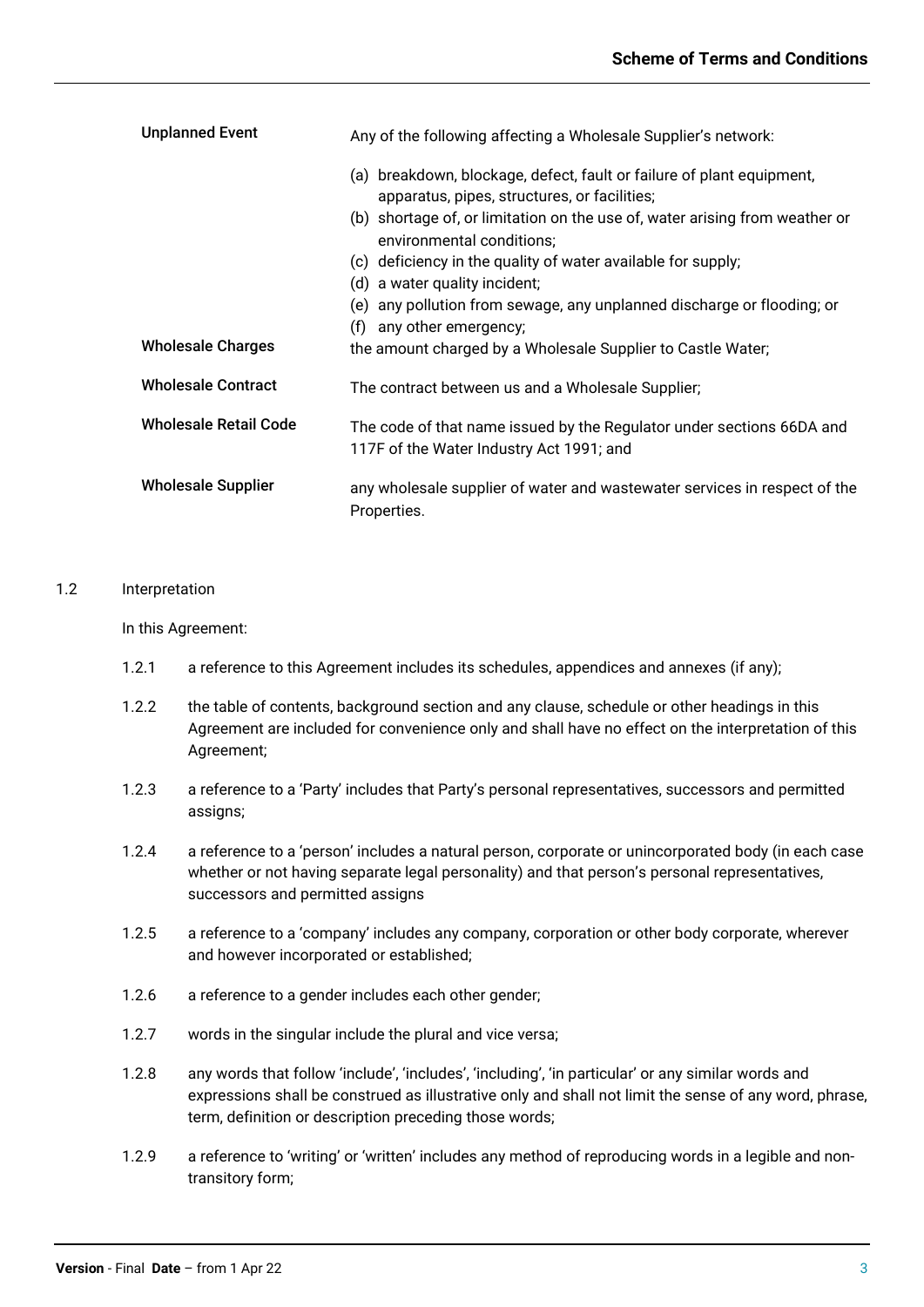| | |
|---|---|
| **Unplanned Event** | Any of the following affecting a Wholesale Supplier's network:<br>(a) breakdown, blockage, defect, fault or failure of plant equipment, apparatus, pipes, structures, or facilities;<br>(b) shortage of, or limitation on the use of, water arising from weather or environmental conditions;<br>(c) deficiency in the quality of water available for supply;<br>(d) a water quality incident;<br>(e) any pollution from sewage, any unplanned discharge or flooding; or<br>(f) any other emergency; |
| **Wholesale Charges** | the amount charged by a Wholesale Supplier to Castle Water; |
| **Wholesale Contract** | The contract between us and a Wholesale Supplier; |
| **Wholesale Retail Code** | The code of that name issued by the Regulator under sections 66DA and 117F of the Water Industry Act 1991; and |
| **Wholesale Supplier** | any wholesale supplier of water and wastewater services in respect of the Properties. |

1.2 Interpretation

In this Agreement:

1.2.1 a reference to this Agreement includes its schedules, appendices and annexes (if any);

1.2.2 the table of contents, background section and any clause, schedule or other headings in this Agreement are included for convenience only and shall have no effect on the interpretation of this Agreement;

1.2.3 a reference to a 'Party' includes that Party's personal representatives, successors and permitted assigns;

1.2.4 a reference to a 'person' includes a natural person, corporate or unincorporated body (in each case whether or not having separate legal personality) and that person's personal representatives, successors and permitted assigns

1.2.5 a reference to a 'company' includes any company, corporation or other body corporate, wherever and however incorporated or established;

1.2.6 a reference to a gender includes each other gender;

1.2.7 words in the singular include the plural and vice versa;

1.2.8 any words that follow 'include', 'includes', 'including', 'in particular' or any similar words and expressions shall be construed as illustrative only and shall not limit the sense of any word, phrase, term, definition or description preceding those words;

1.2.9 a reference to 'writing' or 'written' includes any method of reproducing words in a legible and non-transitory form;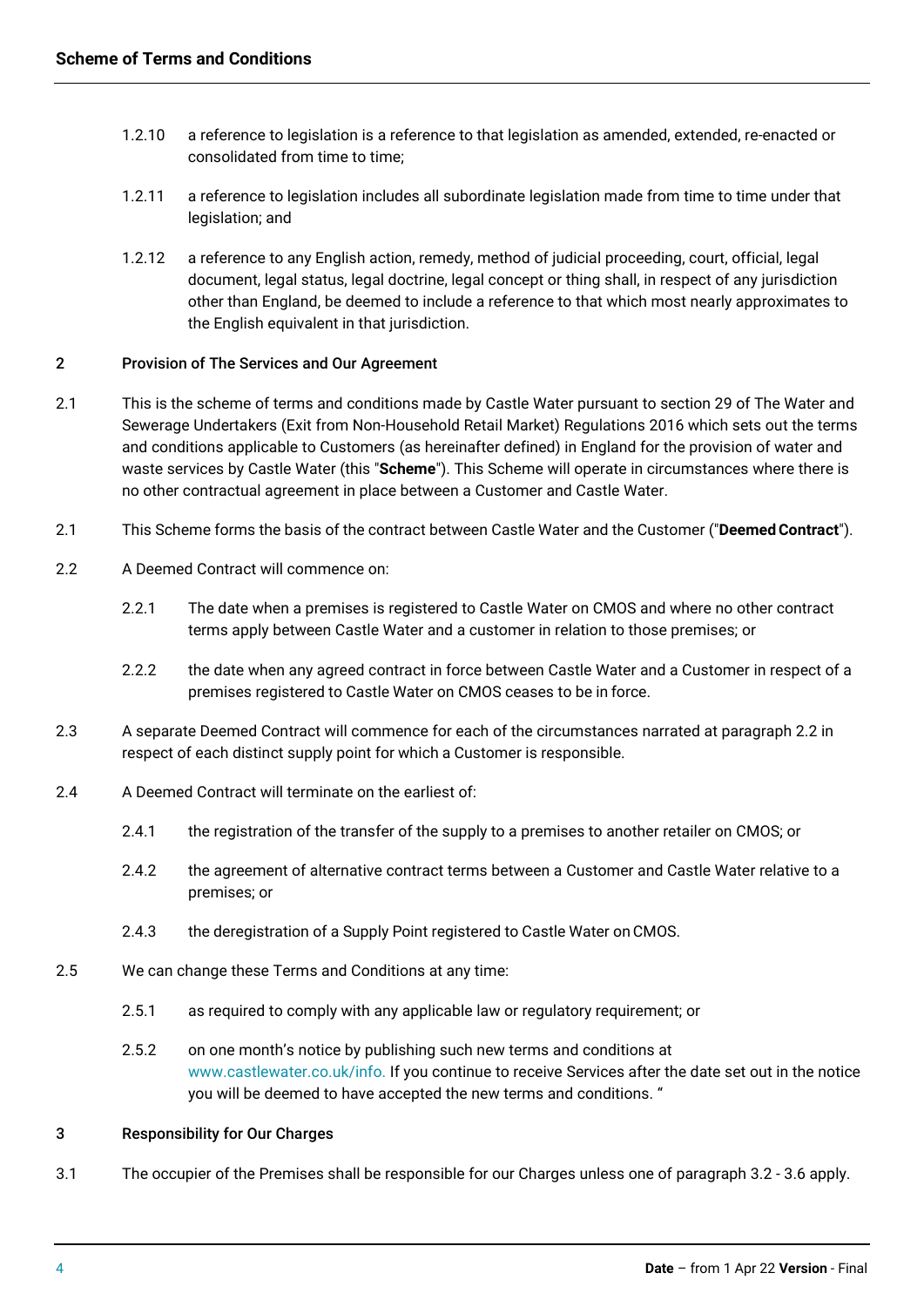1.2.10 a reference to legislation is a reference to that legislation as amended, extended, re-enacted or consolidated from time to time;

1.2.11 a reference to legislation includes all subordinate legislation made from time to time under that legislation; and

1.2.12 a reference to any English action, remedy, method of judicial proceeding, court, official, legal document, legal status, legal doctrine, legal concept or thing shall, in respect of any jurisdiction other than England, be deemed to include a reference to that which most nearly approximates to the English equivalent in that jurisdiction.

## 2 Provision of The Services and Our Agreement

2.1 This is the scheme of terms and conditions made by Castle Water pursuant to section 29 of The Water and Sewerage Undertakers (Exit from Non-Household Retail Market) Regulations 2016 which sets out the terms and conditions applicable to Customers (as hereinafter defined) in England for the provision of water and waste services by Castle Water (this "**Scheme**"). This Scheme will operate in circumstances where there is no other contractual agreement in place between a Customer and Castle Water.

2.1 This Scheme forms the basis of the contract between Castle Water and the Customer ("**Deemed Contract**").

2.2 A Deemed Contract will commence on:

2.2.1 The date when a premises is registered to Castle Water on CMOS and where no other contract terms apply between Castle Water and a customer in relation to those premises; or

2.2.2 the date when any agreed contract in force between Castle Water and a Customer in respect of a premises registered to Castle Water on CMOS ceases to be in force.

2.3 A separate Deemed Contract will commence for each of the circumstances narrated at paragraph 2.2 in respect of each distinct supply point for which a Customer is responsible.

2.4 A Deemed Contract will terminate on the earliest of:

2.4.1 the registration of the transfer of the supply to a premises to another retailer on CMOS; or

2.4.2 the agreement of alternative contract terms between a Customer and Castle Water relative to a premises; or

2.4.3 the deregistration of a Supply Point registered to Castle Water on CMOS.

2.5 We can change these Terms and Conditions at any time:

2.5.1 as required to comply with any applicable law or regulatory requirement; or

2.5.2 on one month's notice by publishing such new terms and conditions at www.castlewater.co.uk/info. If you continue to receive Services after the date set out in the notice you will be deemed to have accepted the new terms and conditions. "

## 3 Responsibility for Our Charges

3.1 The occupier of the Premises shall be responsible for our Charges unless one of paragraph 3.2 - 3.6 apply.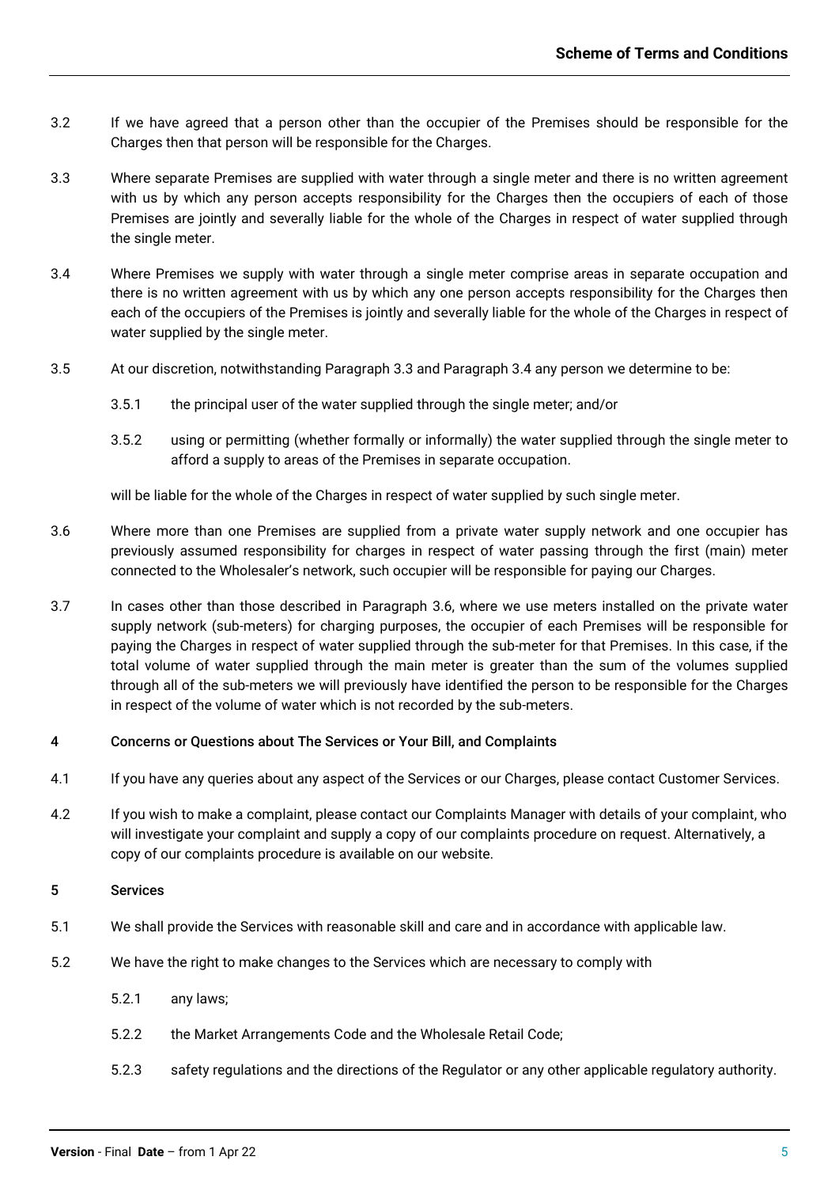3.2 If we have agreed that a person other than the occupier of the Premises should be responsible for the Charges then that person will be responsible for the Charges.

3.3 Where separate Premises are supplied with water through a single meter and there is no written agreement with us by which any person accepts responsibility for the Charges then the occupiers of each of those Premises are jointly and severally liable for the whole of the Charges in respect of water supplied through the single meter.

3.4 Where Premises we supply with water through a single meter comprise areas in separate occupation and there is no written agreement with us by which any one person accepts responsibility for the Charges then each of the occupiers of the Premises is jointly and severally liable for the whole of the Charges in respect of water supplied by the single meter.

3.5 At our discretion, notwithstanding Paragraph 3.3 and Paragraph 3.4 any person we determine to be:

3.5.1 the principal user of the water supplied through the single meter; and/or

3.5.2 using or permitting (whether formally or informally) the water supplied through the single meter to afford a supply to areas of the Premises in separate occupation.

will be liable for the whole of the Charges in respect of water supplied by such single meter.

3.6 Where more than one Premises are supplied from a private water supply network and one occupier has previously assumed responsibility for charges in respect of water passing through the first (main) meter connected to the Wholesaler's network, such occupier will be responsible for paying our Charges.

3.7 In cases other than those described in Paragraph 3.6, where we use meters installed on the private water supply network (sub-meters) for charging purposes, the occupier of each Premises will be responsible for paying the Charges in respect of water supplied through the sub-meter for that Premises. In this case, if the total volume of water supplied through the main meter is greater than the sum of the volumes supplied through all of the sub-meters we will previously have identified the person to be responsible for the Charges in respect of the volume of water which is not recorded by the sub-meters.

## 4 Concerns or Questions about The Services or Your Bill, and Complaints

4.1 If you have any queries about any aspect of the Services or our Charges, please contact Customer Services.

4.2 If you wish to make a complaint, please contact our Complaints Manager with details of your complaint, who will investigate your complaint and supply a copy of our complaints procedure on request. Alternatively, a copy of our complaints procedure is available on our website.

## 5 Services

5.1 We shall provide the Services with reasonable skill and care and in accordance with applicable law.

5.2 We have the right to make changes to the Services which are necessary to comply with

5.2.1 any laws;

5.2.2 the Market Arrangements Code and the Wholesale Retail Code;

5.2.3 safety regulations and the directions of the Regulator or any other applicable regulatory authority.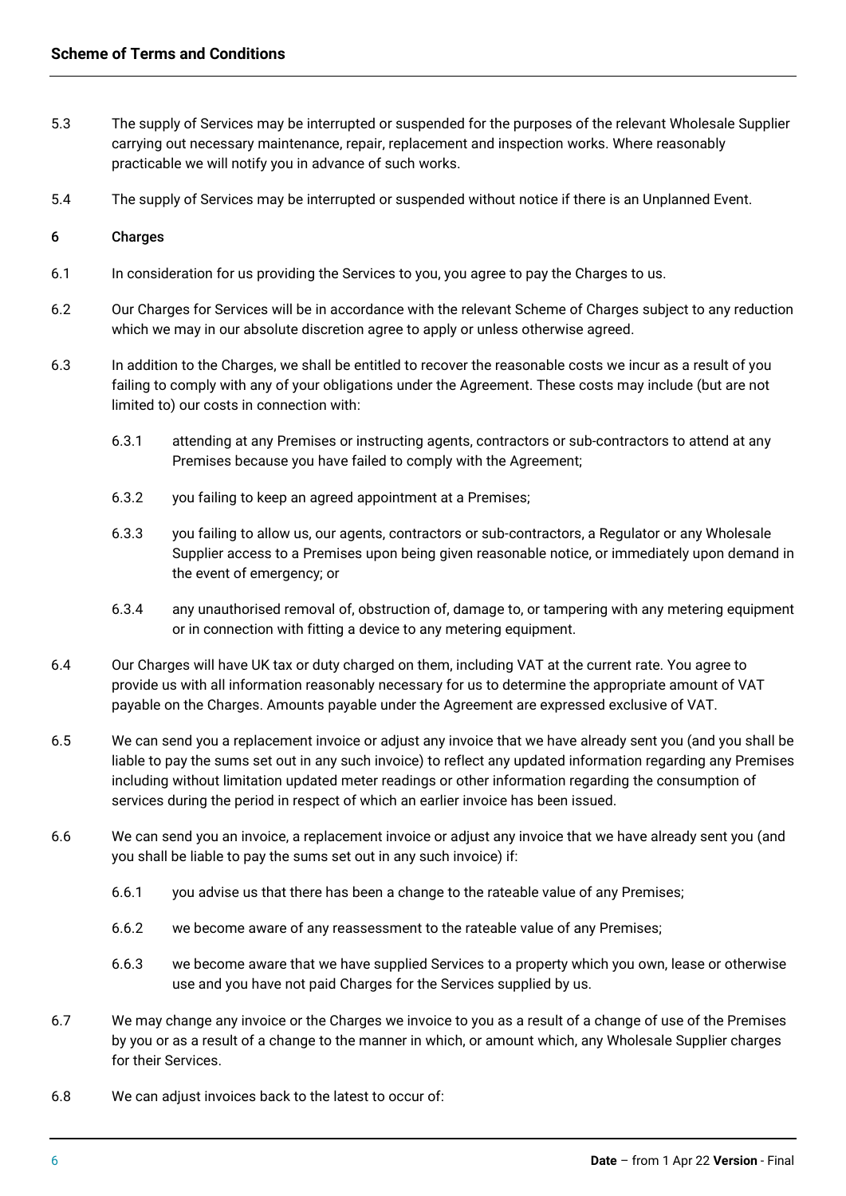5.3 The supply of Services may be interrupted or suspended for the purposes of the relevant Wholesale Supplier carrying out necessary maintenance, repair, replacement and inspection works. Where reasonably practicable we will notify you in advance of such works.

5.4 The supply of Services may be interrupted or suspended without notice if there is an Unplanned Event.

## 6 Charges

6.1 In consideration for us providing the Services to you, you agree to pay the Charges to us.

6.2 Our Charges for Services will be in accordance with the relevant Scheme of Charges subject to any reduction which we may in our absolute discretion agree to apply or unless otherwise agreed.

6.3 In addition to the Charges, we shall be entitled to recover the reasonable costs we incur as a result of you failing to comply with any of your obligations under the Agreement. These costs may include (but are not limited to) our costs in connection with:

6.3.1 attending at any Premises or instructing agents, contractors or sub-contractors to attend at any Premises because you have failed to comply with the Agreement;

6.3.2 you failing to keep an agreed appointment at a Premises;

6.3.3 you failing to allow us, our agents, contractors or sub-contractors, a Regulator or any Wholesale Supplier access to a Premises upon being given reasonable notice, or immediately upon demand in the event of emergency; or

6.3.4 any unauthorised removal of, obstruction of, damage to, or tampering with any metering equipment or in connection with fitting a device to any metering equipment.

6.4 Our Charges will have UK tax or duty charged on them, including VAT at the current rate. You agree to provide us with all information reasonably necessary for us to determine the appropriate amount of VAT payable on the Charges. Amounts payable under the Agreement are expressed exclusive of VAT.

6.5 We can send you a replacement invoice or adjust any invoice that we have already sent you (and you shall be liable to pay the sums set out in any such invoice) to reflect any updated information regarding any Premises including without limitation updated meter readings or other information regarding the consumption of services during the period in respect of which an earlier invoice has been issued.

6.6 We can send you an invoice, a replacement invoice or adjust any invoice that we have already sent you (and you shall be liable to pay the sums set out in any such invoice) if:

6.6.1 you advise us that there has been a change to the rateable value of any Premises;

6.6.2 we become aware of any reassessment to the rateable value of any Premises;

6.6.3 we become aware that we have supplied Services to a property which you own, lease or otherwise use and you have not paid Charges for the Services supplied by us.

6.7 We may change any invoice or the Charges we invoice to you as a result of a change of use of the Premises by you or as a result of a change to the manner in which, or amount which, any Wholesale Supplier charges for their Services.

6.8 We can adjust invoices back to the latest to occur of: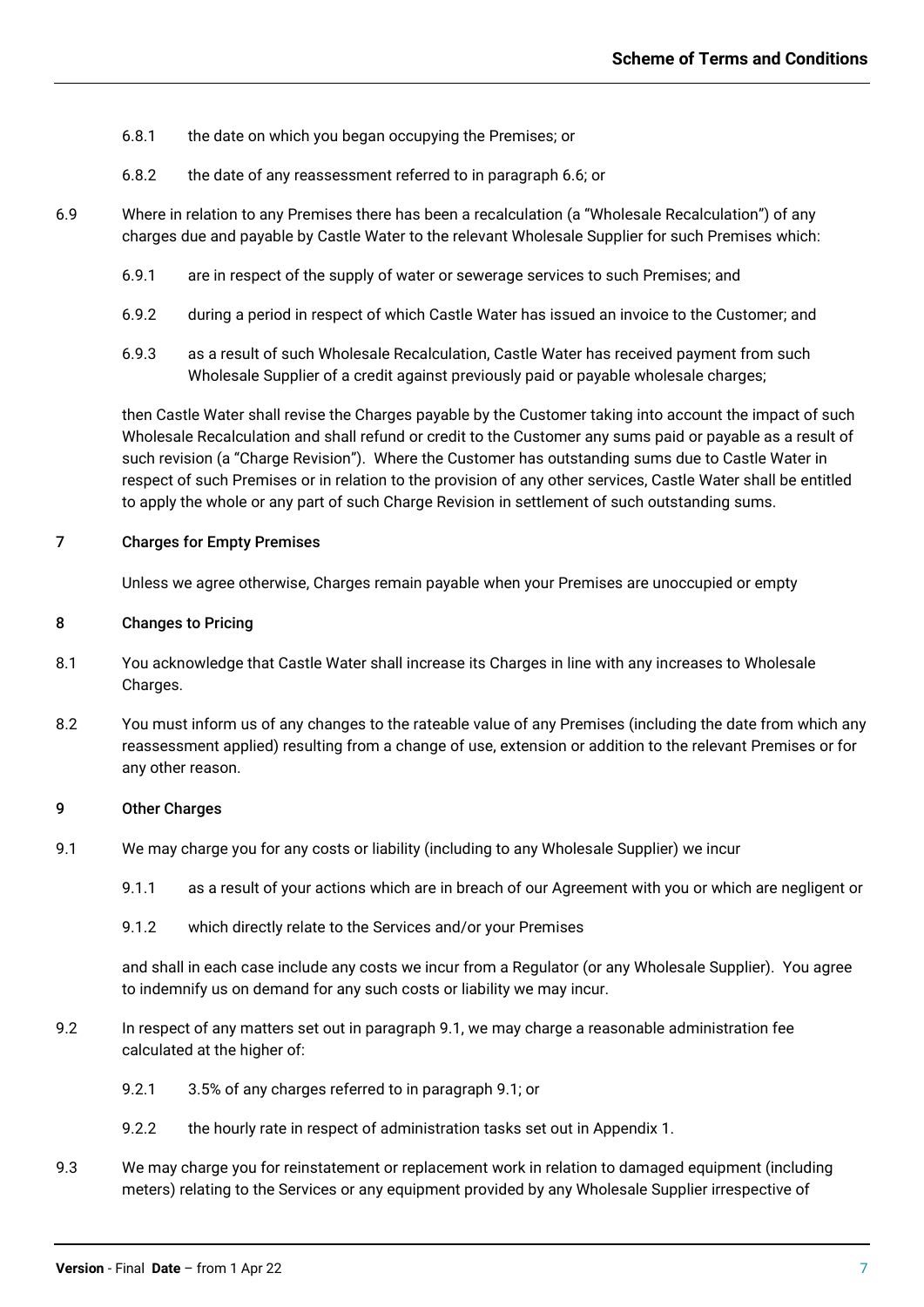6.8.1 the date on which you began occupying the Premises; or

6.8.2 the date of any reassessment referred to in paragraph 6.6; or

6.9 Where in relation to any Premises there has been a recalculation (a "Wholesale Recalculation") of any charges due and payable by Castle Water to the relevant Wholesale Supplier for such Premises which:

6.9.1 are in respect of the supply of water or sewerage services to such Premises; and

6.9.2 during a period in respect of which Castle Water has issued an invoice to the Customer; and

6.9.3 as a result of such Wholesale Recalculation, Castle Water has received payment from such Wholesale Supplier of a credit against previously paid or payable wholesale charges;

then Castle Water shall revise the Charges payable by the Customer taking into account the impact of such Wholesale Recalculation and shall refund or credit to the Customer any sums paid or payable as a result of such revision (a "Charge Revision"). Where the Customer has outstanding sums due to Castle Water in respect of such Premises or in relation to the provision of any other services, Castle Water shall be entitled to apply the whole or any part of such Charge Revision in settlement of such outstanding sums.

## 7 Charges for Empty Premises

Unless we agree otherwise, Charges remain payable when your Premises are unoccupied or empty

## 8 Changes to Pricing

8.1 You acknowledge that Castle Water shall increase its Charges in line with any increases to Wholesale Charges.

8.2 You must inform us of any changes to the rateable value of any Premises (including the date from which any reassessment applied) resulting from a change of use, extension or addition to the relevant Premises or for any other reason.

## 9 Other Charges

9.1 We may charge you for any costs or liability (including to any Wholesale Supplier) we incur

9.1.1 as a result of your actions which are in breach of our Agreement with you or which are negligent or

9.1.2 which directly relate to the Services and/or your Premises

and shall in each case include any costs we incur from a Regulator (or any Wholesale Supplier). You agree to indemnify us on demand for any such costs or liability we may incur.

9.2 In respect of any matters set out in paragraph 9.1, we may charge a reasonable administration fee calculated at the higher of:

9.2.1 3.5% of any charges referred to in paragraph 9.1; or

9.2.2 the hourly rate in respect of administration tasks set out in Appendix 1.

9.3 We may charge you for reinstatement or replacement work in relation to damaged equipment (including meters) relating to the Services or any equipment provided by any Wholesale Supplier irrespective of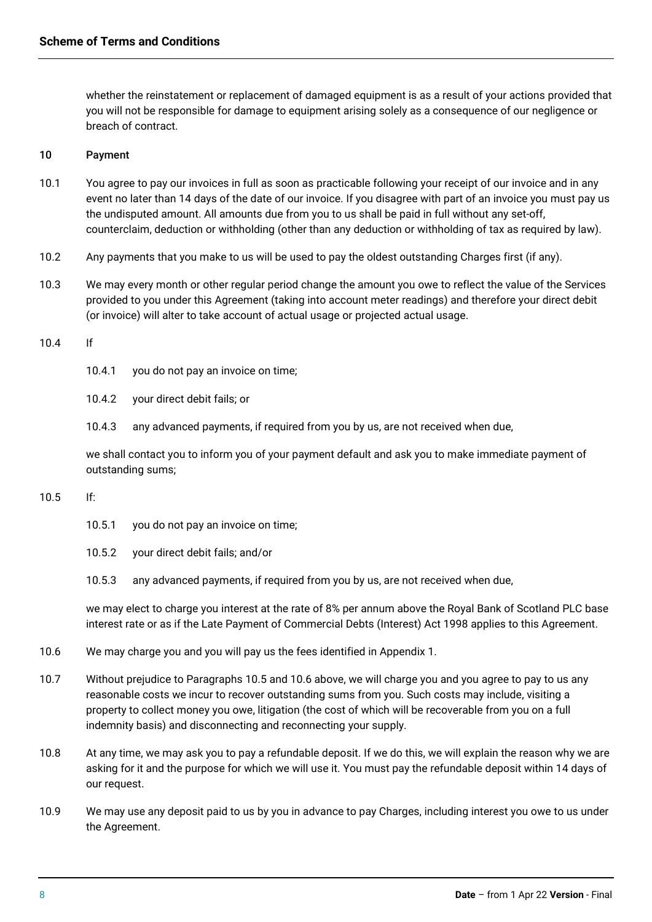whether the reinstatement or replacement of damaged equipment is as a result of your actions provided that you will not be responsible for damage to equipment arising solely as a consequence of our negligence or breach of contract.

## 10 Payment

10.1 You agree to pay our invoices in full as soon as practicable following your receipt of our invoice and in any event no later than 14 days of the date of our invoice. If you disagree with part of an invoice you must pay us the undisputed amount. All amounts due from you to us shall be paid in full without any set-off, counterclaim, deduction or withholding (other than any deduction or withholding of tax as required by law).

10.2 Any payments that you make to us will be used to pay the oldest outstanding Charges first (if any).

10.3 We may every month or other regular period change the amount you owe to reflect the value of the Services provided to you under this Agreement (taking into account meter readings) and therefore your direct debit (or invoice) will alter to take account of actual usage or projected actual usage.

10.4 If

10.4.1 you do not pay an invoice on time;

10.4.2 your direct debit fails; or

10.4.3 any advanced payments, if required from you by us, are not received when due,

we shall contact you to inform you of your payment default and ask you to make immediate payment of outstanding sums;

10.5 If:

10.5.1 you do not pay an invoice on time;

10.5.2 your direct debit fails; and/or

10.5.3 any advanced payments, if required from you by us, are not received when due,

we may elect to charge you interest at the rate of 8% per annum above the Royal Bank of Scotland PLC base interest rate or as if the Late Payment of Commercial Debts (Interest) Act 1998 applies to this Agreement.

10.6 We may charge you and you will pay us the fees identified in Appendix 1.

10.7 Without prejudice to Paragraphs 10.5 and 10.6 above, we will charge you and you agree to pay to us any reasonable costs we incur to recover outstanding sums from you. Such costs may include, visiting a property to collect money you owe, litigation (the cost of which will be recoverable from you on a full indemnity basis) and disconnecting and reconnecting your supply.

10.8 At any time, we may ask you to pay a refundable deposit. If we do this, we will explain the reason why we are asking for it and the purpose for which we will use it. You must pay the refundable deposit within 14 days of our request.

10.9 We may use any deposit paid to us by you in advance to pay Charges, including interest you owe to us under the Agreement.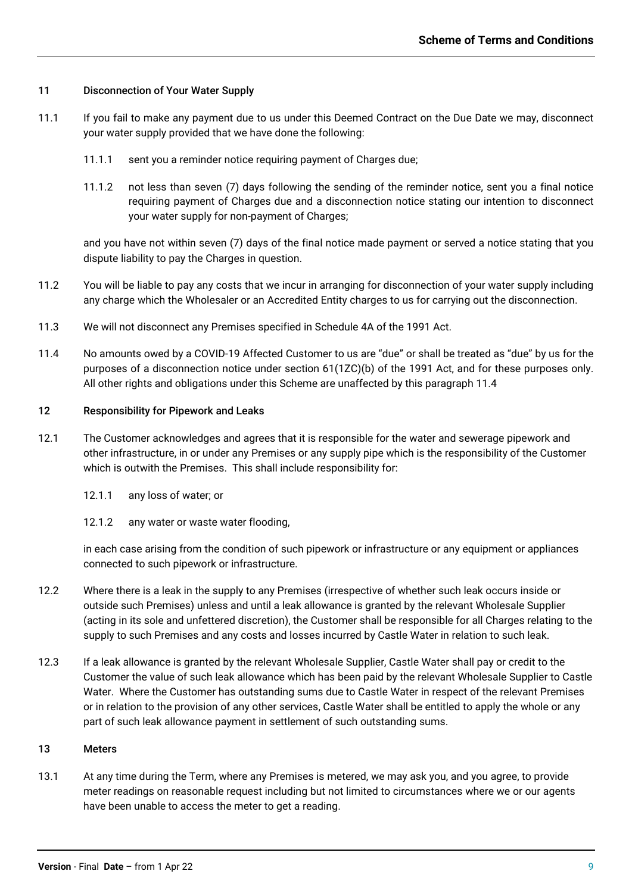## 11 Disconnection of Your Water Supply

11.1 If you fail to make any payment due to us under this Deemed Contract on the Due Date we may, disconnect your water supply provided that we have done the following:

11.1.1 sent you a reminder notice requiring payment of Charges due;

11.1.2 not less than seven (7) days following the sending of the reminder notice, sent you a final notice requiring payment of Charges due and a disconnection notice stating our intention to disconnect your water supply for non-payment of Charges;

and you have not within seven (7) days of the final notice made payment or served a notice stating that you dispute liability to pay the Charges in question.

11.2 You will be liable to pay any costs that we incur in arranging for disconnection of your water supply including any charge which the Wholesaler or an Accredited Entity charges to us for carrying out the disconnection.

11.3 We will not disconnect any Premises specified in Schedule 4A of the 1991 Act.

11.4 No amounts owed by a COVID-19 Affected Customer to us are "due" or shall be treated as "due" by us for the purposes of a disconnection notice under section 61(1ZC)(b) of the 1991 Act, and for these purposes only. All other rights and obligations under this Scheme are unaffected by this paragraph 11.4

## 12 Responsibility for Pipework and Leaks

12.1 The Customer acknowledges and agrees that it is responsible for the water and sewerage pipework and other infrastructure, in or under any Premises or any supply pipe which is the responsibility of the Customer which is outwith the Premises. This shall include responsibility for:

12.1.1 any loss of water; or

12.1.2 any water or waste water flooding,

in each case arising from the condition of such pipework or infrastructure or any equipment or appliances connected to such pipework or infrastructure.

12.2 Where there is a leak in the supply to any Premises (irrespective of whether such leak occurs inside or outside such Premises) unless and until a leak allowance is granted by the relevant Wholesale Supplier (acting in its sole and unfettered discretion), the Customer shall be responsible for all Charges relating to the supply to such Premises and any costs and losses incurred by Castle Water in relation to such leak.

12.3 If a leak allowance is granted by the relevant Wholesale Supplier, Castle Water shall pay or credit to the Customer the value of such leak allowance which has been paid by the relevant Wholesale Supplier to Castle Water. Where the Customer has outstanding sums due to Castle Water in respect of the relevant Premises or in relation to the provision of any other services, Castle Water shall be entitled to apply the whole or any part of such leak allowance payment in settlement of such outstanding sums.

## 13 Meters

13.1 At any time during the Term, where any Premises is metered, we may ask you, and you agree, to provide meter readings on reasonable request including but not limited to circumstances where we or our agents have been unable to access the meter to get a reading.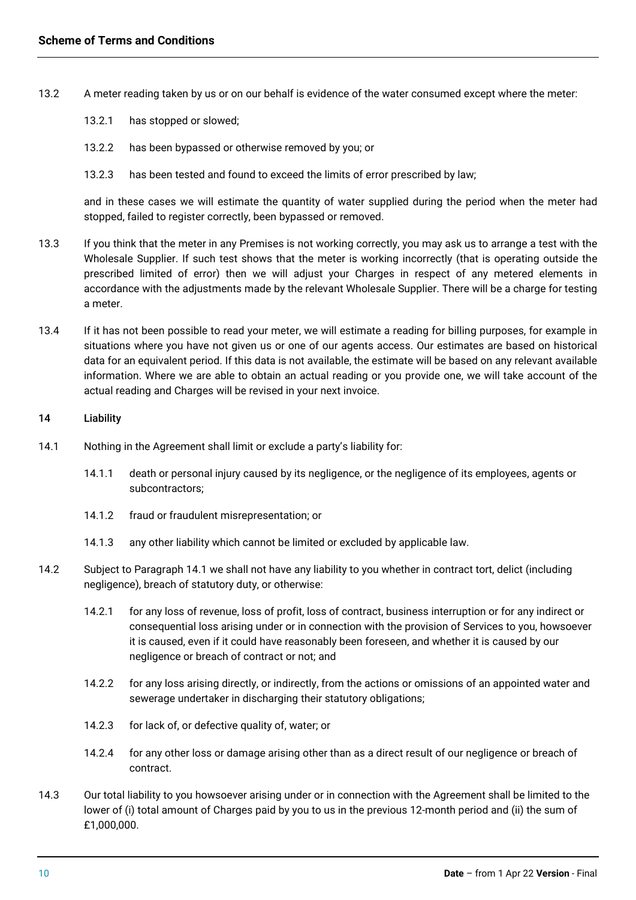13.2 A meter reading taken by us or on our behalf is evidence of the water consumed except where the meter:

13.2.1 has stopped or slowed;

13.2.2 has been bypassed or otherwise removed by you; or

13.2.3 has been tested and found to exceed the limits of error prescribed by law;

and in these cases we will estimate the quantity of water supplied during the period when the meter had stopped, failed to register correctly, been bypassed or removed.

13.3 If you think that the meter in any Premises is not working correctly, you may ask us to arrange a test with the Wholesale Supplier. If such test shows that the meter is working incorrectly (that is operating outside the prescribed limited of error) then we will adjust your Charges in respect of any metered elements in accordance with the adjustments made by the relevant Wholesale Supplier. There will be a charge for testing a meter.

13.4 If it has not been possible to read your meter, we will estimate a reading for billing purposes, for example in situations where you have not given us or one of our agents access. Our estimates are based on historical data for an equivalent period. If this data is not available, the estimate will be based on any relevant available information. Where we are able to obtain an actual reading or you provide one, we will take account of the actual reading and Charges will be revised in your next invoice.

## 14 Liability

14.1 Nothing in the Agreement shall limit or exclude a party's liability for:

14.1.1 death or personal injury caused by its negligence, or the negligence of its employees, agents or subcontractors;

14.1.2 fraud or fraudulent misrepresentation; or

14.1.3 any other liability which cannot be limited or excluded by applicable law.

14.2 Subject to Paragraph 14.1 we shall not have any liability to you whether in contract tort, delict (including negligence), breach of statutory duty, or otherwise:

14.2.1 for any loss of revenue, loss of profit, loss of contract, business interruption or for any indirect or consequential loss arising under or in connection with the provision of Services to you, howsoever it is caused, even if it could have reasonably been foreseen, and whether it is caused by our negligence or breach of contract or not; and

14.2.2 for any loss arising directly, or indirectly, from the actions or omissions of an appointed water and sewerage undertaker in discharging their statutory obligations;

14.2.3 for lack of, or defective quality of, water; or

14.2.4 for any other loss or damage arising other than as a direct result of our negligence or breach of contract.

14.3 Our total liability to you howsoever arising under or in connection with the Agreement shall be limited to the lower of (i) total amount of Charges paid by you to us in the previous 12-month period and (ii) the sum of £1,000,000.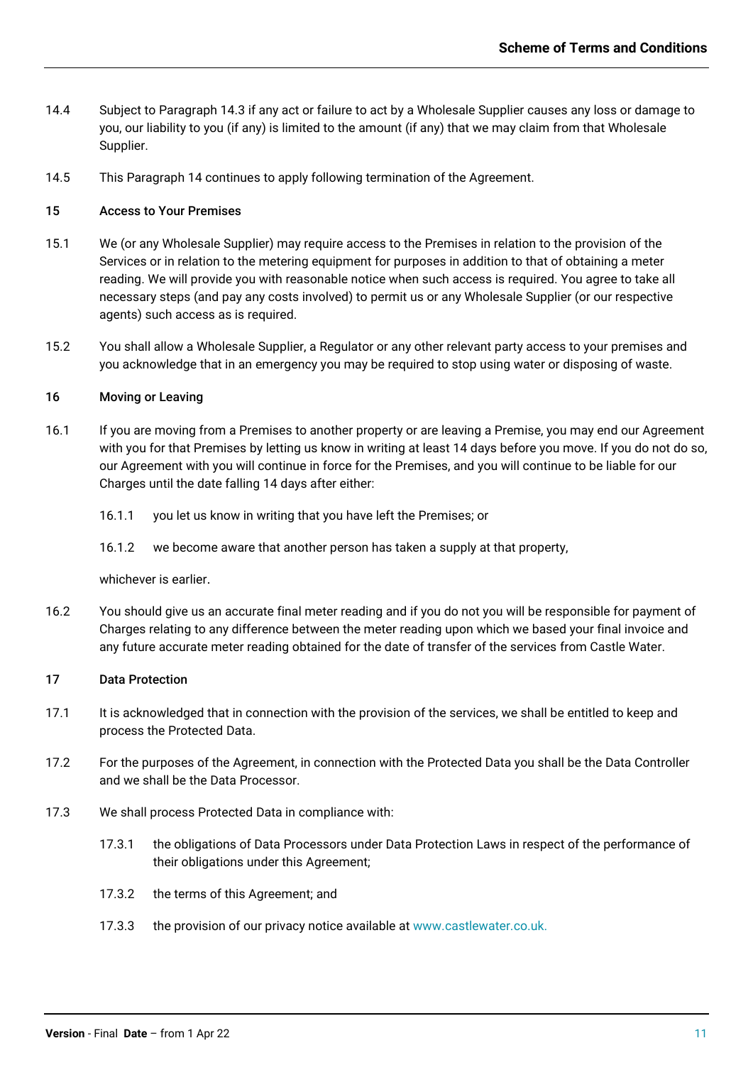14.4 Subject to Paragraph 14.3 if any act or failure to act by a Wholesale Supplier causes any loss or damage to you, our liability to you (if any) is limited to the amount (if any) that we may claim from that Wholesale Supplier.

14.5 This Paragraph 14 continues to apply following termination of the Agreement.

## 15 Access to Your Premises

15.1 We (or any Wholesale Supplier) may require access to the Premises in relation to the provision of the Services or in relation to the metering equipment for purposes in addition to that of obtaining a meter reading. We will provide you with reasonable notice when such access is required. You agree to take all necessary steps (and pay any costs involved) to permit us or any Wholesale Supplier (or our respective agents) such access as is required.

15.2 You shall allow a Wholesale Supplier, a Regulator or any other relevant party access to your premises and you acknowledge that in an emergency you may be required to stop using water or disposing of waste.

## 16 Moving or Leaving

16.1 If you are moving from a Premises to another property or are leaving a Premise, you may end our Agreement with you for that Premises by letting us know in writing at least 14 days before you move. If you do not do so, our Agreement with you will continue in force for the Premises, and you will continue to be liable for our Charges until the date falling 14 days after either:

- 16.1.1 you let us know in writing that you have left the Premises; or
- 16.1.2 we become aware that another person has taken a supply at that property,

whichever is earlier.

16.2 You should give us an accurate final meter reading and if you do not you will be responsible for payment of Charges relating to any difference between the meter reading upon which we based your final invoice and any future accurate meter reading obtained for the date of transfer of the services from Castle Water.

## 17 Data Protection

17.1 It is acknowledged that in connection with the provision of the services, we shall be entitled to keep and process the Protected Data.

17.2 For the purposes of the Agreement, in connection with the Protected Data you shall be the Data Controller and we shall be the Data Processor.

17.3 We shall process Protected Data in compliance with:

- 17.3.1 the obligations of Data Processors under Data Protection Laws in respect of the performance of their obligations under this Agreement;
- 17.3.2 the terms of this Agreement; and
- 17.3.3 the provision of our privacy notice available at www.castlewater.co.uk.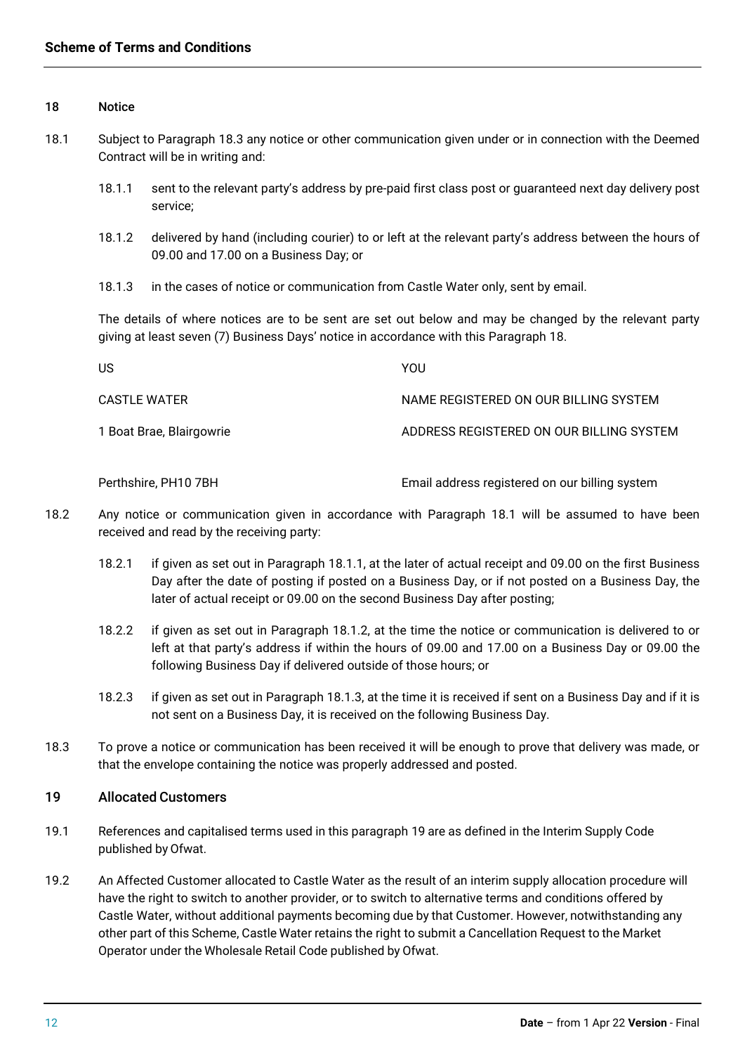## 18 Notice

18.1 Subject to Paragraph 18.3 any notice or other communication given under or in connection with the Deemed Contract will be in writing and:

18.1.1 sent to the relevant party's address by pre-paid first class post or guaranteed next day delivery post service;

18.1.2 delivered by hand (including courier) to or left at the relevant party's address between the hours of 09.00 and 17.00 on a Business Day; or

18.1.3 in the cases of notice or communication from Castle Water only, sent by email.

The details of where notices are to be sent are set out below and may be changed by the relevant party giving at least seven (7) Business Days' notice in accordance with this Paragraph 18.

| US | YOU |
|---|---|
| CASTLE WATER | NAME REGISTERED ON OUR BILLING SYSTEM |
| 1 Boat Brae, Blairgowrie | ADDRESS REGISTERED ON OUR BILLING SYSTEM |
| Perthshire, PH10 7BH | Email address registered on our billing system |

18.2 Any notice or communication given in accordance with Paragraph 18.1 will be assumed to have been received and read by the receiving party:

18.2.1 if given as set out in Paragraph 18.1.1, at the later of actual receipt and 09.00 on the first Business Day after the date of posting if posted on a Business Day, or if not posted on a Business Day, the later of actual receipt or 09.00 on the second Business Day after posting;

18.2.2 if given as set out in Paragraph 18.1.2, at the time the notice or communication is delivered to or left at that party's address if within the hours of 09.00 and 17.00 on a Business Day or 09.00 the following Business Day if delivered outside of those hours; or

18.2.3 if given as set out in Paragraph 18.1.3, at the time it is received if sent on a Business Day and if it is not sent on a Business Day, it is received on the following Business Day.

18.3 To prove a notice or communication has been received it will be enough to prove that delivery was made, or that the envelope containing the notice was properly addressed and posted.

## 19 Allocated Customers

19.1 References and capitalised terms used in this paragraph 19 are as defined in the Interim Supply Code published by Ofwat.

19.2 An Affected Customer allocated to Castle Water as the result of an interim supply allocation procedure will have the right to switch to another provider, or to switch to alternative terms and conditions offered by Castle Water, without additional payments becoming due by that Customer. However, notwithstanding any other part of this Scheme, Castle Water retains the right to submit a Cancellation Request to the Market Operator under the Wholesale Retail Code published by Ofwat.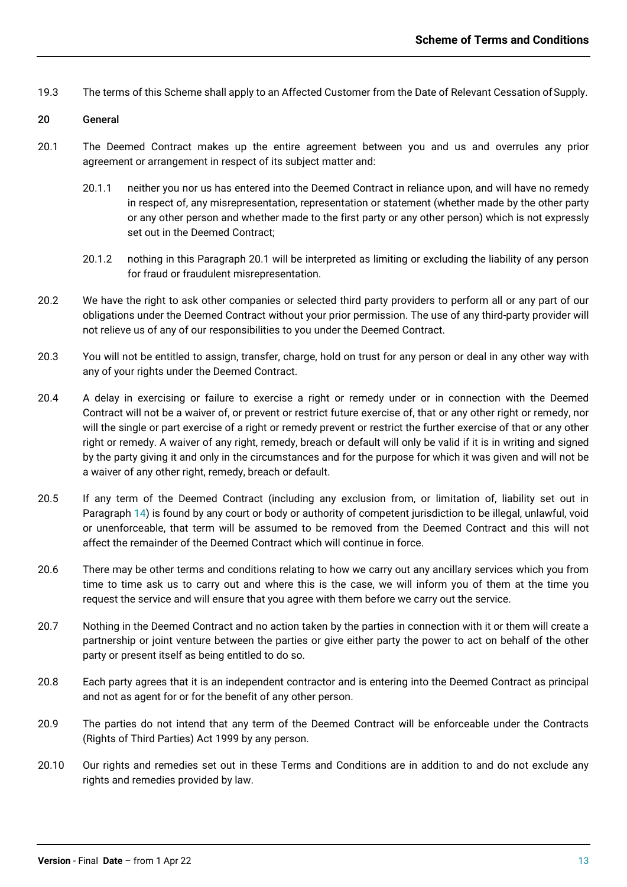19.3 The terms of this Scheme shall apply to an Affected Customer from the Date of Relevant Cessation of Supply.

## 20 General

20.1 The Deemed Contract makes up the entire agreement between you and us and overrules any prior agreement or arrangement in respect of its subject matter and:

20.1.1 neither you nor us has entered into the Deemed Contract in reliance upon, and will have no remedy in respect of, any misrepresentation, representation or statement (whether made by the other party or any other person and whether made to the first party or any other person) which is not expressly set out in the Deemed Contract;

20.1.2 nothing in this Paragraph 20.1 will be interpreted as limiting or excluding the liability of any person for fraud or fraudulent misrepresentation.

20.2 We have the right to ask other companies or selected third party providers to perform all or any part of our obligations under the Deemed Contract without your prior permission. The use of any third-party provider will not relieve us of any of our responsibilities to you under the Deemed Contract.

20.3 You will not be entitled to assign, transfer, charge, hold on trust for any person or deal in any other way with any of your rights under the Deemed Contract.

20.4 A delay in exercising or failure to exercise a right or remedy under or in connection with the Deemed Contract will not be a waiver of, or prevent or restrict future exercise of, that or any other right or remedy, nor will the single or part exercise of a right or remedy prevent or restrict the further exercise of that or any other right or remedy. A waiver of any right, remedy, breach or default will only be valid if it is in writing and signed by the party giving it and only in the circumstances and for the purpose for which it was given and will not be a waiver of any other right, remedy, breach or default.

20.5 If any term of the Deemed Contract (including any exclusion from, or limitation of, liability set out in Paragraph 14) is found by any court or body or authority of competent jurisdiction to be illegal, unlawful, void or unenforceable, that term will be assumed to be removed from the Deemed Contract and this will not affect the remainder of the Deemed Contract which will continue in force.

20.6 There may be other terms and conditions relating to how we carry out any ancillary services which you from time to time ask us to carry out and where this is the case, we will inform you of them at the time you request the service and will ensure that you agree with them before we carry out the service.

20.7 Nothing in the Deemed Contract and no action taken by the parties in connection with it or them will create a partnership or joint venture between the parties or give either party the power to act on behalf of the other party or present itself as being entitled to do so.

20.8 Each party agrees that it is an independent contractor and is entering into the Deemed Contract as principal and not as agent for or for the benefit of any other person.

20.9 The parties do not intend that any term of the Deemed Contract will be enforceable under the Contracts (Rights of Third Parties) Act 1999 by any person.

20.10 Our rights and remedies set out in these Terms and Conditions are in addition to and do not exclude any rights and remedies provided by law.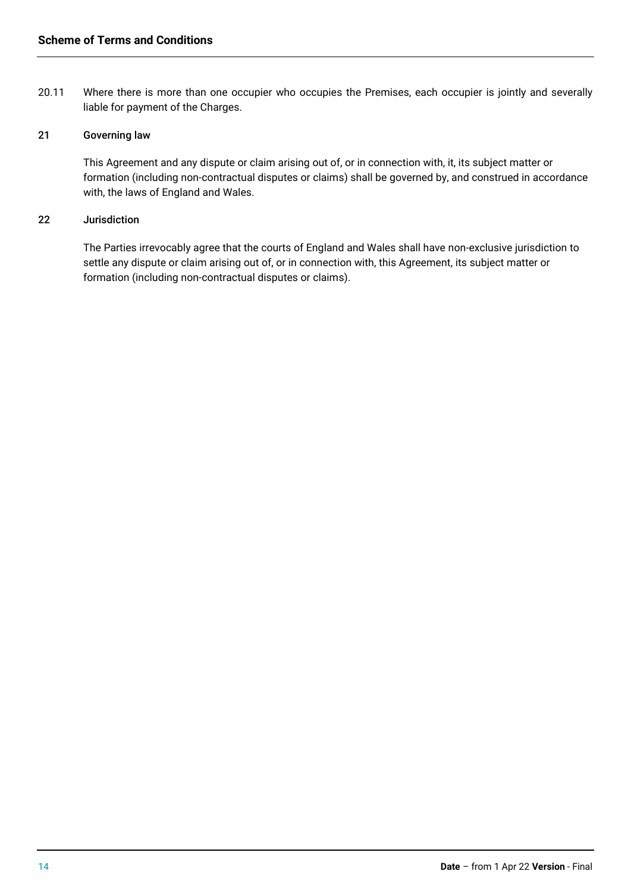20.11 Where there is more than one occupier who occupies the Premises, each occupier is jointly and severally liable for payment of the Charges.

## 21 Governing law

This Agreement and any dispute or claim arising out of, or in connection with, it, its subject matter or formation (including non-contractual disputes or claims) shall be governed by, and construed in accordance with, the laws of England and Wales.

## 22 Jurisdiction

The Parties irrevocably agree that the courts of England and Wales shall have non-exclusive jurisdiction to settle any dispute or claim arising out of, or in connection with, this Agreement, its subject matter or formation (including non-contractual disputes or claims).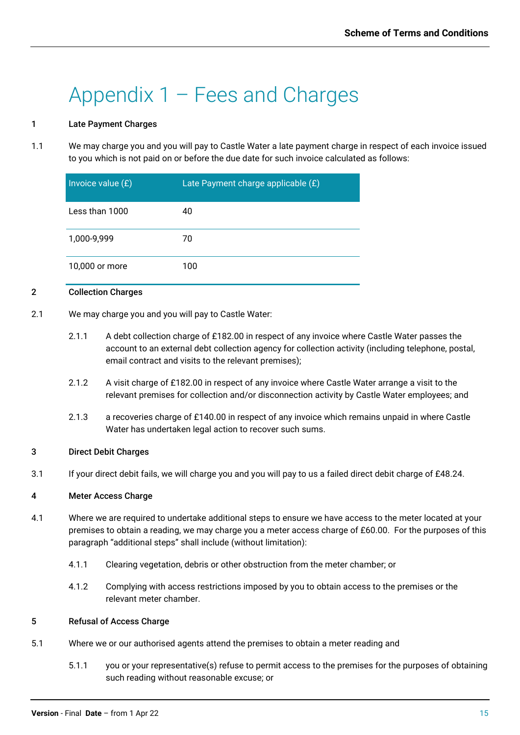# Appendix 1 – Fees and Charges

**1 Late Payment Charges**

1.1 We may charge you and you will pay to Castle Water a late payment charge in respect of each invoice issued to you which is not paid on or before the due date for such invoice calculated as follows:

| Invoice value (£) | Late Payment charge applicable (£) |
|---|---|
| Less than 1000 | 40 |
| 1,000-9,999 | 70 |
| 10,000 or more | 100 |

**2 Collection Charges**

2.1 We may charge you and you will pay to Castle Water:

2.1.1 A debt collection charge of £182.00 in respect of any invoice where Castle Water passes the account to an external debt collection agency for collection activity (including telephone, postal, email contract and visits to the relevant premises);

2.1.2 A visit charge of £182.00 in respect of any invoice where Castle Water arrange a visit to the relevant premises for collection and/or disconnection activity by Castle Water employees; and

2.1.3 a recoveries charge of £140.00 in respect of any invoice which remains unpaid in where Castle Water has undertaken legal action to recover such sums.

**3 Direct Debit Charges**

3.1 If your direct debit fails, we will charge you and you will pay to us a failed direct debit charge of £48.24.

**4 Meter Access Charge**

4.1 Where we are required to undertake additional steps to ensure we have access to the meter located at your premises to obtain a reading, we may charge you a meter access charge of £60.00. For the purposes of this paragraph "additional steps" shall include (without limitation):

4.1.1 Clearing vegetation, debris or other obstruction from the meter chamber; or

4.1.2 Complying with access restrictions imposed by you to obtain access to the premises or the relevant meter chamber.

**5 Refusal of Access Charge**

5.1 Where we or our authorised agents attend the premises to obtain a meter reading and

5.1.1 you or your representative(s) refuse to permit access to the premises for the purposes of obtaining such reading without reasonable excuse; or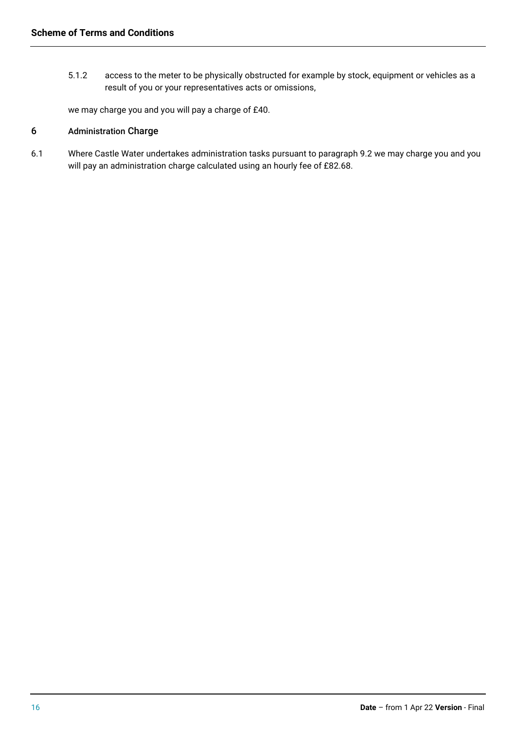5.1.2 access to the meter to be physically obstructed for example by stock, equipment or vehicles as a result of you or your representatives acts or omissions,

we may charge you and you will pay a charge of £40.

## 6 Administration Charge

6.1 Where Castle Water undertakes administration tasks pursuant to paragraph 9.2 we may charge you and you will pay an administration charge calculated using an hourly fee of £82.68.